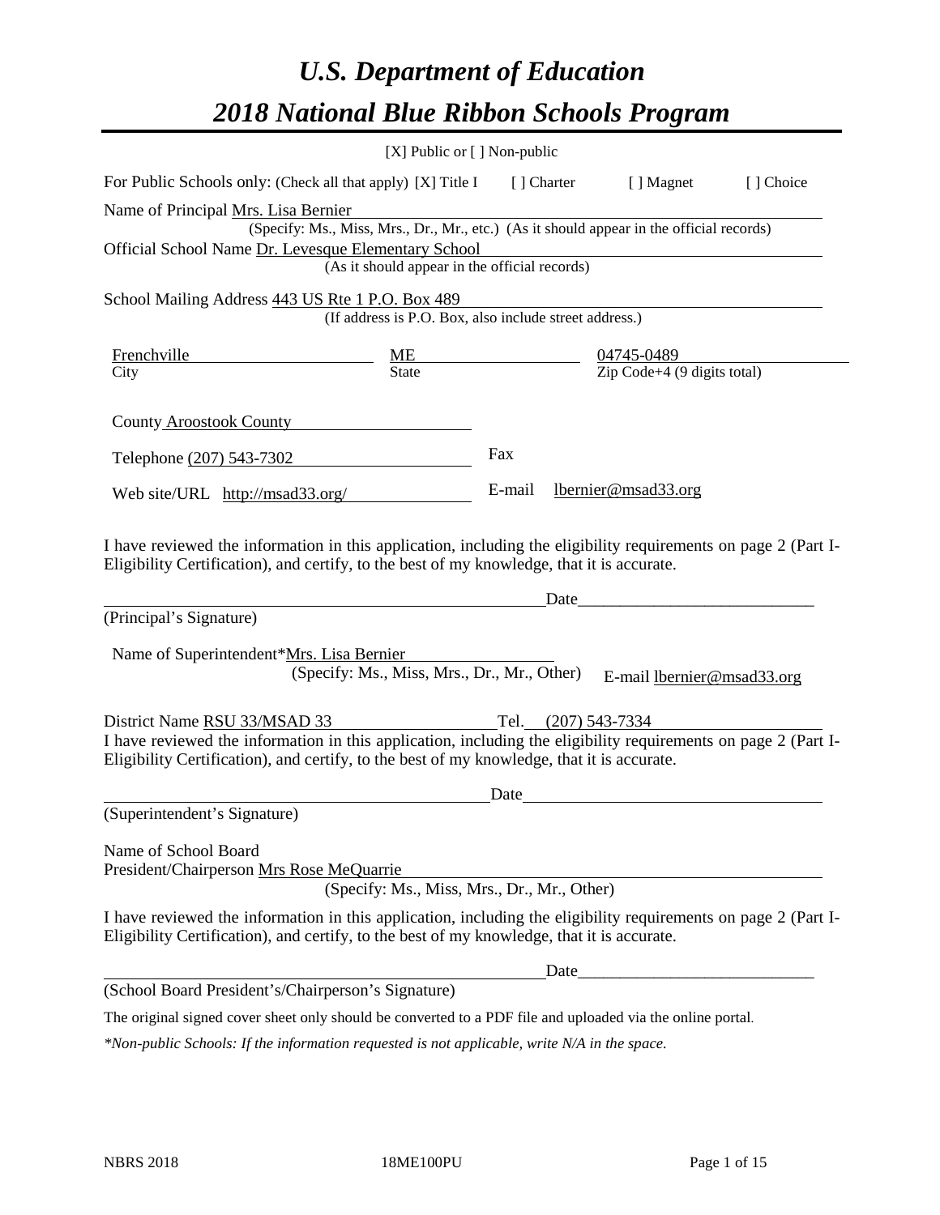# *U.S. Department of Education*

# *2018 National Blue Ribbon Schools Program*

[X] Public or [ ] Non-public

For Public Schools only: (Check all that apply) [X] Title I [ ] Charter [ ] Magnet [ ] Choice

Name of Principal Mrs. Lisa Bernier
(Specify: Ms., Miss, Mrs., Dr., Mr., etc.) (As it should appear in the official records)

Official School Name Dr. Levesque Elementary School
(As it should appear in the official records)

School Mailing Address 443 US Rte 1 P.O. Box 489
(If address is P.O. Box, also include street address.)

| City | State | Zip Code+4 (9 digits total) |
|---|---|---|
| Frenchville | ME | 04745-0489 |

County Aroostook County

Telephone (207) 543-7302 Fax

Web site/URL http://msad33.org/ E-mail lbernier@msad33.org

I have reviewed the information in this application, including the eligibility requirements on page 2 (Part I-Eligibility Certification), and certify, to the best of my knowledge, that it is accurate.

_______________________________ Date_______________

(Principal's Signature)

Name of Superintendent*Mrs. Lisa Bernier
(Specify: Ms., Miss, Mrs., Dr., Mr., Other) E-mail lbernier@msad33.org

District Name RSU 33/MSAD 33 Tel. (207) 543-7334

I have reviewed the information in this application, including the eligibility requirements on page 2 (Part I-Eligibility Certification), and certify, to the best of my knowledge, that it is accurate.

_______________________________ Date_______________

(Superintendent's Signature)

Name of School Board
President/Chairperson Mrs Rose MeQuarrie
(Specify: Ms., Miss, Mrs., Dr., Mr., Other)

I have reviewed the information in this application, including the eligibility requirements on page 2 (Part I-Eligibility Certification), and certify, to the best of my knowledge, that it is accurate.

_______________________________ Date_______________

(School Board President's/Chairperson's Signature)

The original signed cover sheet only should be converted to a PDF file and uploaded via the online portal.

*\*Non-public Schools: If the information requested is not applicable, write N/A in the space.*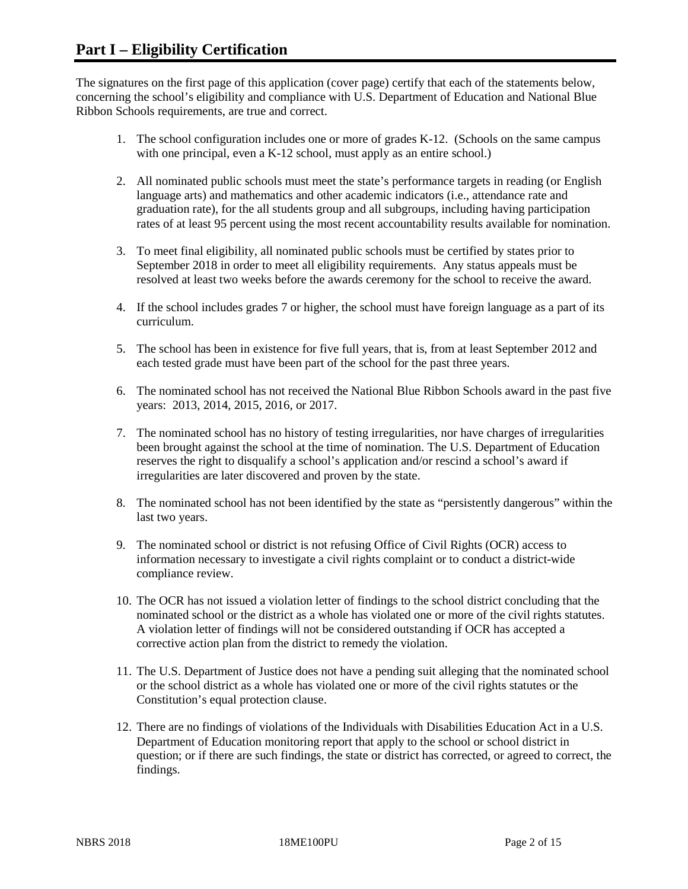# Part I – Eligibility Certification

The signatures on the first page of this application (cover page) certify that each of the statements below, concerning the school's eligibility and compliance with U.S. Department of Education and National Blue Ribbon Schools requirements, are true and correct.

1. The school configuration includes one or more of grades K-12. (Schools on the same campus with one principal, even a K-12 school, must apply as an entire school.)
2. All nominated public schools must meet the state's performance targets in reading (or English language arts) and mathematics and other academic indicators (i.e., attendance rate and graduation rate), for the all students group and all subgroups, including having participation rates of at least 95 percent using the most recent accountability results available for nomination.
3. To meet final eligibility, all nominated public schools must be certified by states prior to September 2018 in order to meet all eligibility requirements. Any status appeals must be resolved at least two weeks before the awards ceremony for the school to receive the award.
4. If the school includes grades 7 or higher, the school must have foreign language as a part of its curriculum.
5. The school has been in existence for five full years, that is, from at least September 2012 and each tested grade must have been part of the school for the past three years.
6. The nominated school has not received the National Blue Ribbon Schools award in the past five years: 2013, 2014, 2015, 2016, or 2017.
7. The nominated school has no history of testing irregularities, nor have charges of irregularities been brought against the school at the time of nomination. The U.S. Department of Education reserves the right to disqualify a school's application and/or rescind a school's award if irregularities are later discovered and proven by the state.
8. The nominated school has not been identified by the state as "persistently dangerous" within the last two years.
9. The nominated school or district is not refusing Office of Civil Rights (OCR) access to information necessary to investigate a civil rights complaint or to conduct a district-wide compliance review.
10. The OCR has not issued a violation letter of findings to the school district concluding that the nominated school or the district as a whole has violated one or more of the civil rights statutes. A violation letter of findings will not be considered outstanding if OCR has accepted a corrective action plan from the district to remedy the violation.
11. The U.S. Department of Justice does not have a pending suit alleging that the nominated school or the school district as a whole has violated one or more of the civil rights statutes or the Constitution's equal protection clause.
12. There are no findings of violations of the Individuals with Disabilities Education Act in a U.S. Department of Education monitoring report that apply to the school or school district in question; or if there are such findings, the state or district has corrected, or agreed to correct, the findings.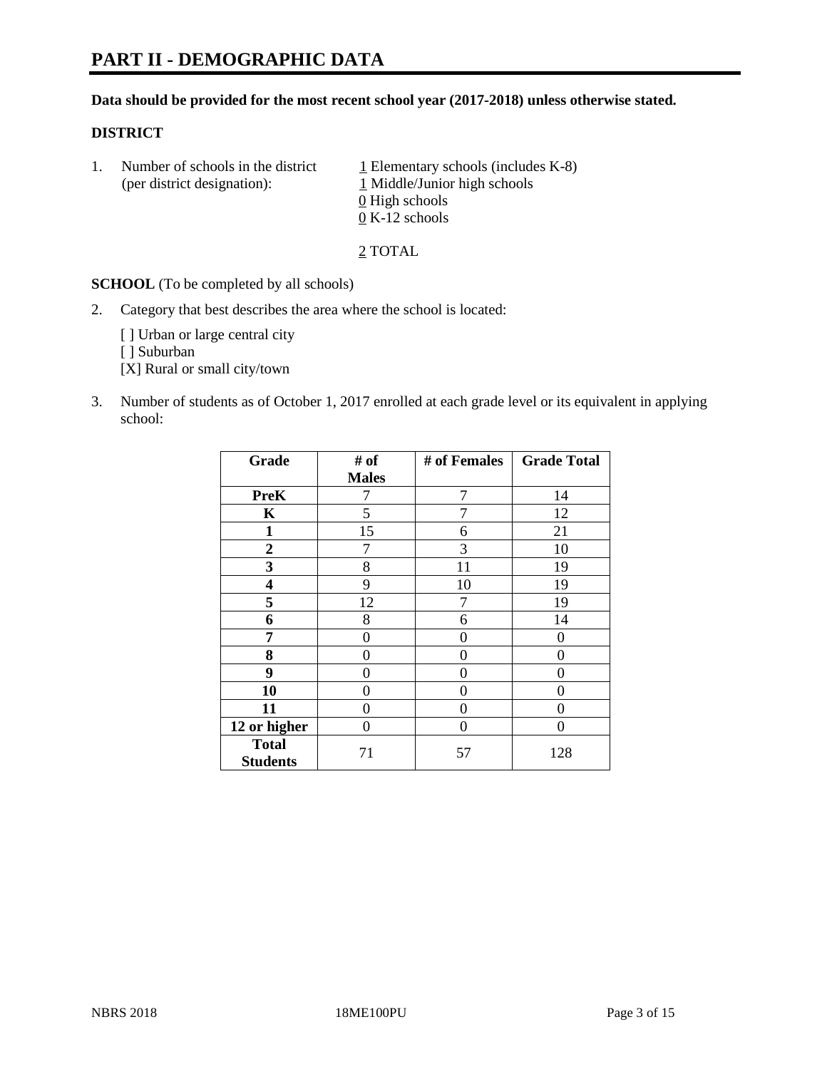# PART II - DEMOGRAPHIC DATA

**Data should be provided for the most recent school year (2017-2018) unless otherwise stated.**

**DISTRICT**

1. Number of schools in the district (per district designation):
   1 Elementary schools (includes K-8)
   1 Middle/Junior high schools
   0 High schools
   0 K-12 schools

   2 TOTAL

**SCHOOL** (To be completed by all schools)

2. Category that best describes the area where the school is located:

   [ ] Urban or large central city
   [ ] Suburban
   [X] Rural or small city/town

3. Number of students as of October 1, 2017 enrolled at each grade level or its equivalent in applying school:

| Grade | # of Males | # of Females | Grade Total |
|---|---|---|---|
| **PreK** | 7 | 7 | 14 |
| **K** | 5 | 7 | 12 |
| **1** | 15 | 6 | 21 |
| **2** | 7 | 3 | 10 |
| **3** | 8 | 11 | 19 |
| **4** | 9 | 10 | 19 |
| **5** | 12 | 7 | 19 |
| **6** | 8 | 6 | 14 |
| **7** | 0 | 0 | 0 |
| **8** | 0 | 0 | 0 |
| **9** | 0 | 0 | 0 |
| **10** | 0 | 0 | 0 |
| **11** | 0 | 0 | 0 |
| **12 or higher** | 0 | 0 | 0 |
| **Total Students** | 71 | 57 | 128 |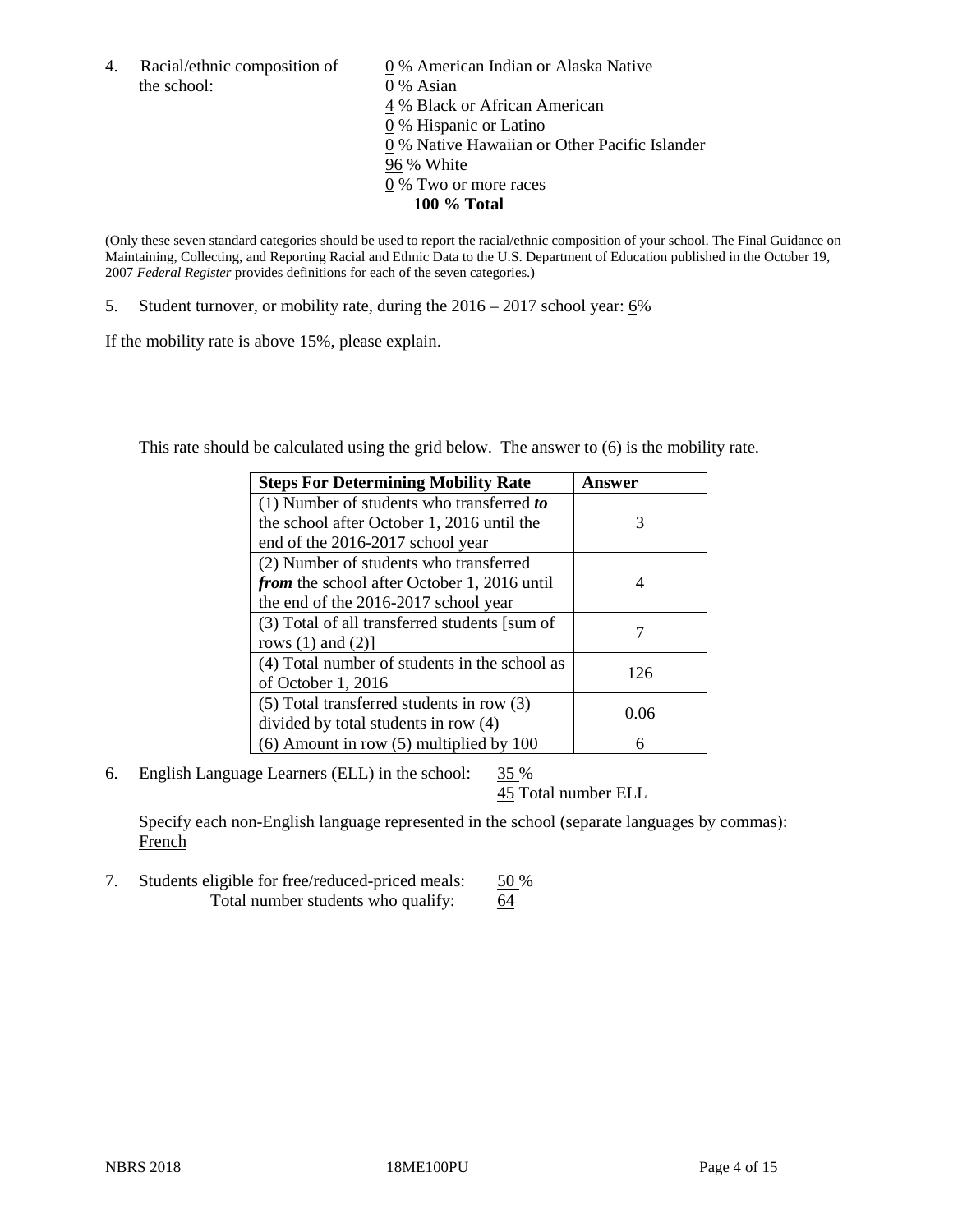4. Racial/ethnic composition of the school:

0 % American Indian or Alaska Native
0 % Asian
4 % Black or African American
0 % Hispanic or Latino
0 % Native Hawaiian or Other Pacific Islander
96 % White
0 % Two or more races
**100 % Total**

(Only these seven standard categories should be used to report the racial/ethnic composition of your school. The Final Guidance on Maintaining, Collecting, and Reporting Racial and Ethnic Data to the U.S. Department of Education published in the October 19, 2007 *Federal Register* provides definitions for each of the seven categories.)

5. Student turnover, or mobility rate, during the 2016 – 2017 school year: 6%

If the mobility rate is above 15%, please explain.

This rate should be calculated using the grid below. The answer to (6) is the mobility rate.

| **Steps For Determining Mobility Rate** | **Answer** |
|---|---|
| (1) Number of students who transferred ***to*** the school after October 1, 2016 until the end of the 2016-2017 school year | 3 |
| (2) Number of students who transferred ***from*** the school after October 1, 2016 until the end of the 2016-2017 school year | 4 |
| (3) Total of all transferred students [sum of rows (1) and (2)] | 7 |
| (4) Total number of students in the school as of October 1, 2016 | 126 |
| (5) Total transferred students in row (3) divided by total students in row (4) | 0.06 |
| (6) Amount in row (5) multiplied by 100 | 6 |

6. English Language Learners (ELL) in the school: 35 %
45 Total number ELL

Specify each non-English language represented in the school (separate languages by commas):
French

7. Students eligible for free/reduced-priced meals: 50 %
Total number students who qualify: 64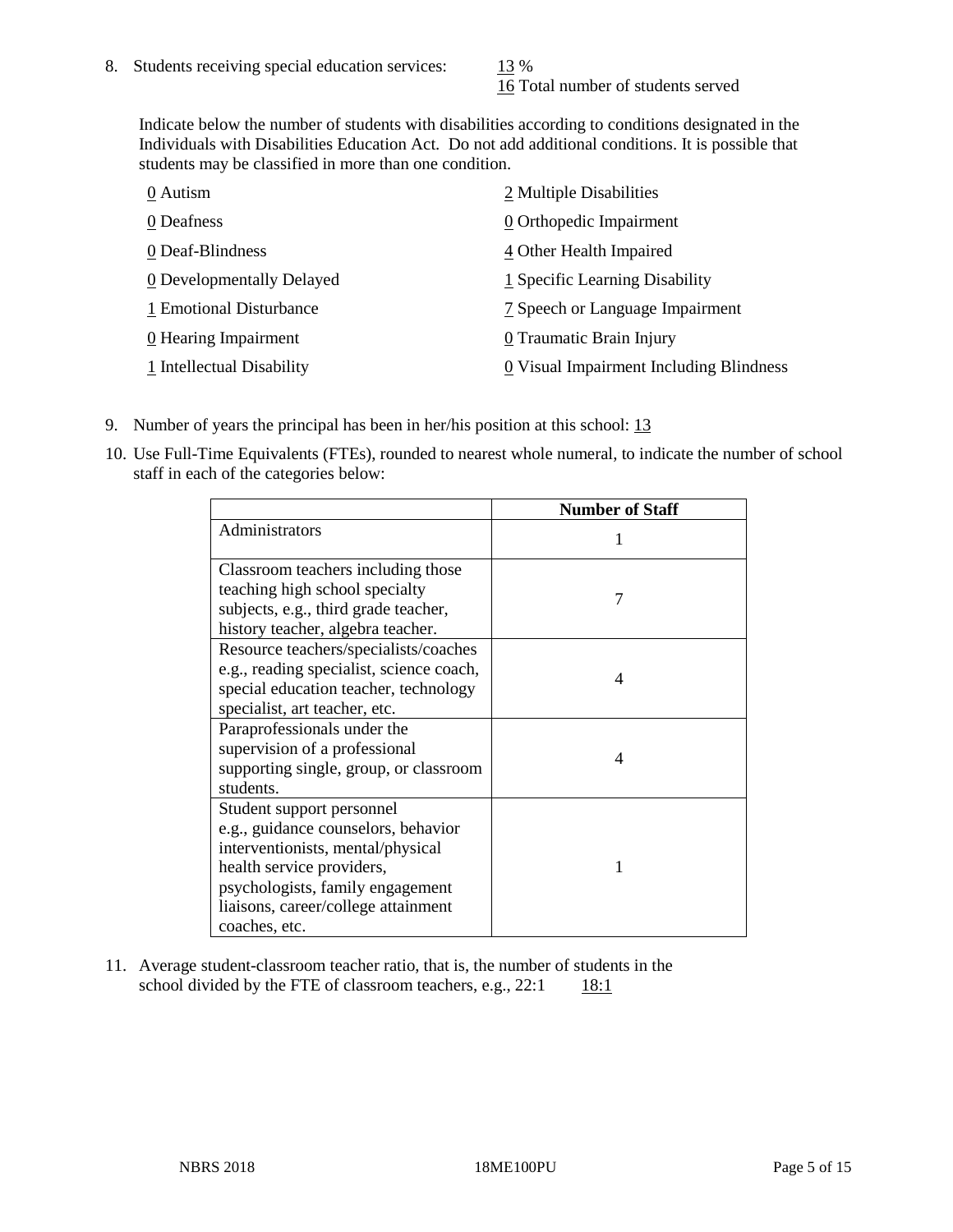8. Students receiving special education services: 13 %
   16 Total number of students served

   Indicate below the number of students with disabilities according to conditions designated in the Individuals with Disabilities Education Act. Do not add additional conditions. It is possible that students may be classified in more than one condition.

   0 Autism
   0 Deafness
   0 Deaf-Blindness
   0 Developmentally Delayed
   1 Emotional Disturbance
   0 Hearing Impairment
   1 Intellectual Disability
   2 Multiple Disabilities
   0 Orthopedic Impairment
   4 Other Health Impaired
   1 Specific Learning Disability
   7 Speech or Language Impairment
   0 Traumatic Brain Injury
   0 Visual Impairment Including Blindness

9. Number of years the principal has been in her/his position at this school: 13

10. Use Full-Time Equivalents (FTEs), rounded to nearest whole numeral, to indicate the number of school staff in each of the categories below:

| | Number of Staff |
|---|---|
| Administrators | 1 |
| Classroom teachers including those teaching high school specialty subjects, e.g., third grade teacher, history teacher, algebra teacher. | 7 |
| Resource teachers/specialists/coaches e.g., reading specialist, science coach, special education teacher, technology specialist, art teacher, etc. | 4 |
| Paraprofessionals under the supervision of a professional supporting single, group, or classroom students. | 4 |
| Student support personnel e.g., guidance counselors, behavior interventionists, mental/physical health service providers, psychologists, family engagement liaisons, career/college attainment coaches, etc. | 1 |

11. Average student-classroom teacher ratio, that is, the number of students in the school divided by the FTE of classroom teachers, e.g., 22:1 18:1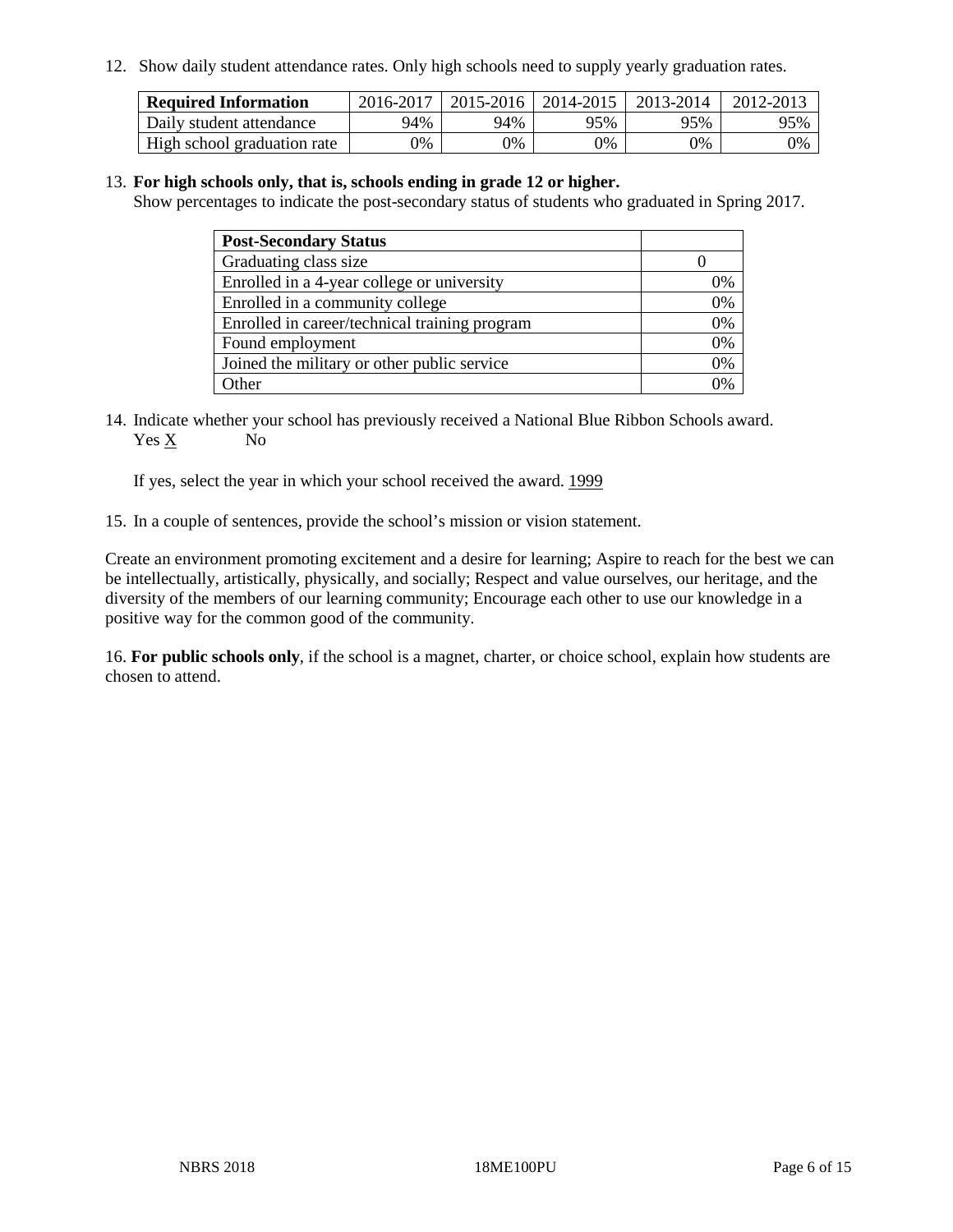12. Show daily student attendance rates. Only high schools need to supply yearly graduation rates.

| Required Information | 2016-2017 | 2015-2016 | 2014-2015 | 2013-2014 | 2012-2013 |
| --- | --- | --- | --- | --- | --- |
| Daily student attendance | 94% | 94% | 95% | 95% | 95% |
| High school graduation rate | 0% | 0% | 0% | 0% | 0% |

13. **For high schools only, that is, schools ending in grade 12 or higher.**
Show percentages to indicate the post-secondary status of students who graduated in Spring 2017.

| Post-Secondary Status | |
| --- | --- |
| Graduating class size | 0 |
| Enrolled in a 4-year college or university | 0% |
| Enrolled in a community college | 0% |
| Enrolled in career/technical training program | 0% |
| Found employment | 0% |
| Joined the military or other public service | 0% |
| Other | 0% |

14. Indicate whether your school has previously received a National Blue Ribbon Schools award.
Yes X No

If yes, select the year in which your school received the award. 1999

15. In a couple of sentences, provide the school's mission or vision statement.

Create an environment promoting excitement and a desire for learning; Aspire to reach for the best we can be intellectually, artistically, physically, and socially; Respect and value ourselves, our heritage, and the diversity of the members of our learning community; Encourage each other to use our knowledge in a positive way for the common good of the community.

16. **For public schools only**, if the school is a magnet, charter, or choice school, explain how students are chosen to attend.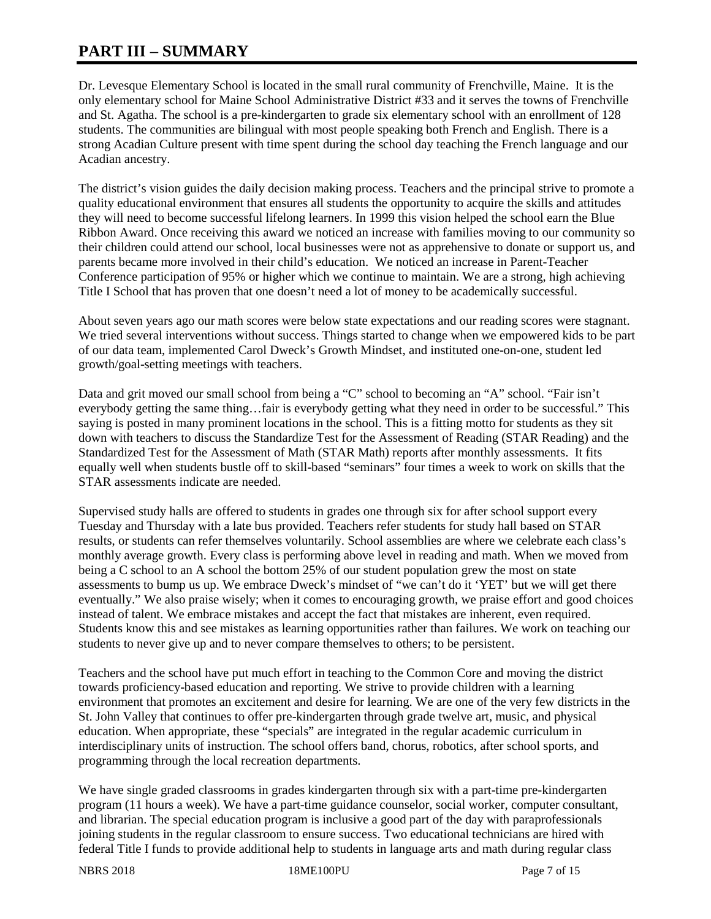# PART III – SUMMARY

Dr. Levesque Elementary School is located in the small rural community of Frenchville, Maine. It is the only elementary school for Maine School Administrative District #33 and it serves the towns of Frenchville and St. Agatha. The school is a pre-kindergarten to grade six elementary school with an enrollment of 128 students. The communities are bilingual with most people speaking both French and English. There is a strong Acadian Culture present with time spent during the school day teaching the French language and our Acadian ancestry.

The district's vision guides the daily decision making process. Teachers and the principal strive to promote a quality educational environment that ensures all students the opportunity to acquire the skills and attitudes they will need to become successful lifelong learners. In 1999 this vision helped the school earn the Blue Ribbon Award. Once receiving this award we noticed an increase with families moving to our community so their children could attend our school, local businesses were not as apprehensive to donate or support us, and parents became more involved in their child's education. We noticed an increase in Parent-Teacher Conference participation of 95% or higher which we continue to maintain. We are a strong, high achieving Title I School that has proven that one doesn't need a lot of money to be academically successful.

About seven years ago our math scores were below state expectations and our reading scores were stagnant. We tried several interventions without success. Things started to change when we empowered kids to be part of our data team, implemented Carol Dweck's Growth Mindset, and instituted one-on-one, student led growth/goal-setting meetings with teachers.

Data and grit moved our small school from being a "C" school to becoming an "A" school. "Fair isn't everybody getting the same thing…fair is everybody getting what they need in order to be successful." This saying is posted in many prominent locations in the school. This is a fitting motto for students as they sit down with teachers to discuss the Standardize Test for the Assessment of Reading (STAR Reading) and the Standardized Test for the Assessment of Math (STAR Math) reports after monthly assessments. It fits equally well when students bustle off to skill-based "seminars" four times a week to work on skills that the STAR assessments indicate are needed.

Supervised study halls are offered to students in grades one through six for after school support every Tuesday and Thursday with a late bus provided. Teachers refer students for study hall based on STAR results, or students can refer themselves voluntarily. School assemblies are where we celebrate each class's monthly average growth. Every class is performing above level in reading and math. When we moved from being a C school to an A school the bottom 25% of our student population grew the most on state assessments to bump us up. We embrace Dweck's mindset of "we can't do it 'YET' but we will get there eventually." We also praise wisely; when it comes to encouraging growth, we praise effort and good choices instead of talent. We embrace mistakes and accept the fact that mistakes are inherent, even required. Students know this and see mistakes as learning opportunities rather than failures. We work on teaching our students to never give up and to never compare themselves to others; to be persistent.

Teachers and the school have put much effort in teaching to the Common Core and moving the district towards proficiency-based education and reporting. We strive to provide children with a learning environment that promotes an excitement and desire for learning. We are one of the very few districts in the St. John Valley that continues to offer pre-kindergarten through grade twelve art, music, and physical education. When appropriate, these "specials" are integrated in the regular academic curriculum in interdisciplinary units of instruction. The school offers band, chorus, robotics, after school sports, and programming through the local recreation departments.

We have single graded classrooms in grades kindergarten through six with a part-time pre-kindergarten program (11 hours a week). We have a part-time guidance counselor, social worker, computer consultant, and librarian. The special education program is inclusive a good part of the day with paraprofessionals joining students in the regular classroom to ensure success. Two educational technicians are hired with federal Title I funds to provide additional help to students in language arts and math during regular class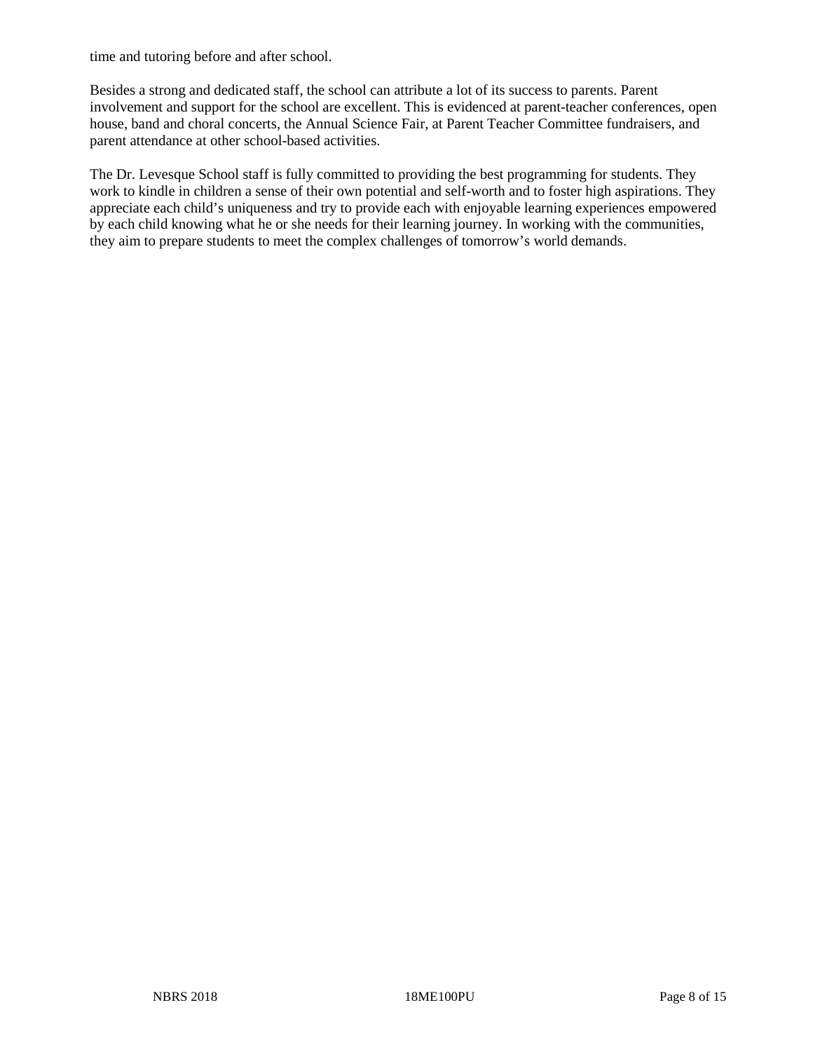time and tutoring before and after school.

Besides a strong and dedicated staff, the school can attribute a lot of its success to parents. Parent involvement and support for the school are excellent. This is evidenced at parent-teacher conferences, open house, band and choral concerts, the Annual Science Fair, at Parent Teacher Committee fundraisers, and parent attendance at other school-based activities.

The Dr. Levesque School staff is fully committed to providing the best programming for students. They work to kindle in children a sense of their own potential and self-worth and to foster high aspirations. They appreciate each child's uniqueness and try to provide each with enjoyable learning experiences empowered by each child knowing what he or she needs for their learning journey. In working with the communities, they aim to prepare students to meet the complex challenges of tomorrow's world demands.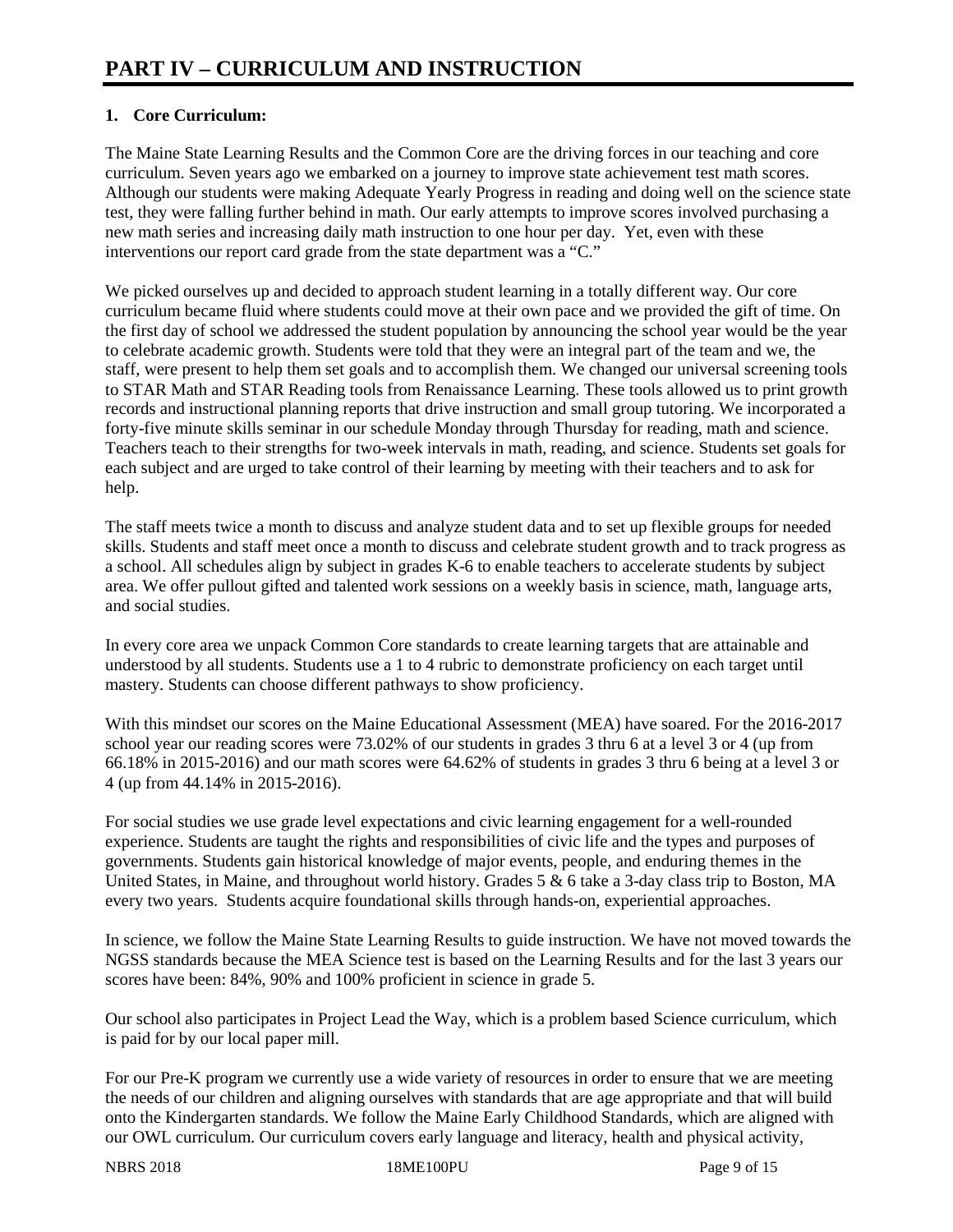# PART IV – CURRICULUM AND INSTRUCTION

**1. Core Curriculum:**

The Maine State Learning Results and the Common Core are the driving forces in our teaching and core curriculum. Seven years ago we embarked on a journey to improve state achievement test math scores. Although our students were making Adequate Yearly Progress in reading and doing well on the science state test, they were falling further behind in math. Our early attempts to improve scores involved purchasing a new math series and increasing daily math instruction to one hour per day. Yet, even with these interventions our report card grade from the state department was a "C."

We picked ourselves up and decided to approach student learning in a totally different way. Our core curriculum became fluid where students could move at their own pace and we provided the gift of time. On the first day of school we addressed the student population by announcing the school year would be the year to celebrate academic growth. Students were told that they were an integral part of the team and we, the staff, were present to help them set goals and to accomplish them. We changed our universal screening tools to STAR Math and STAR Reading tools from Renaissance Learning. These tools allowed us to print growth records and instructional planning reports that drive instruction and small group tutoring. We incorporated a forty-five minute skills seminar in our schedule Monday through Thursday for reading, math and science. Teachers teach to their strengths for two-week intervals in math, reading, and science. Students set goals for each subject and are urged to take control of their learning by meeting with their teachers and to ask for help.

The staff meets twice a month to discuss and analyze student data and to set up flexible groups for needed skills. Students and staff meet once a month to discuss and celebrate student growth and to track progress as a school. All schedules align by subject in grades K-6 to enable teachers to accelerate students by subject area. We offer pullout gifted and talented work sessions on a weekly basis in science, math, language arts, and social studies.

In every core area we unpack Common Core standards to create learning targets that are attainable and understood by all students. Students use a 1 to 4 rubric to demonstrate proficiency on each target until mastery. Students can choose different pathways to show proficiency.

With this mindset our scores on the Maine Educational Assessment (MEA) have soared. For the 2016-2017 school year our reading scores were 73.02% of our students in grades 3 thru 6 at a level 3 or 4 (up from 66.18% in 2015-2016) and our math scores were 64.62% of students in grades 3 thru 6 being at a level 3 or 4 (up from 44.14% in 2015-2016).

For social studies we use grade level expectations and civic learning engagement for a well-rounded experience. Students are taught the rights and responsibilities of civic life and the types and purposes of governments. Students gain historical knowledge of major events, people, and enduring themes in the United States, in Maine, and throughout world history. Grades 5 & 6 take a 3-day class trip to Boston, MA every two years. Students acquire foundational skills through hands-on, experiential approaches.

In science, we follow the Maine State Learning Results to guide instruction. We have not moved towards the NGSS standards because the MEA Science test is based on the Learning Results and for the last 3 years our scores have been: 84%, 90% and 100% proficient in science in grade 5.

Our school also participates in Project Lead the Way, which is a problem based Science curriculum, which is paid for by our local paper mill.

For our Pre-K program we currently use a wide variety of resources in order to ensure that we are meeting the needs of our children and aligning ourselves with standards that are age appropriate and that will build onto the Kindergarten standards. We follow the Maine Early Childhood Standards, which are aligned with our OWL curriculum. Our curriculum covers early language and literacy, health and physical activity,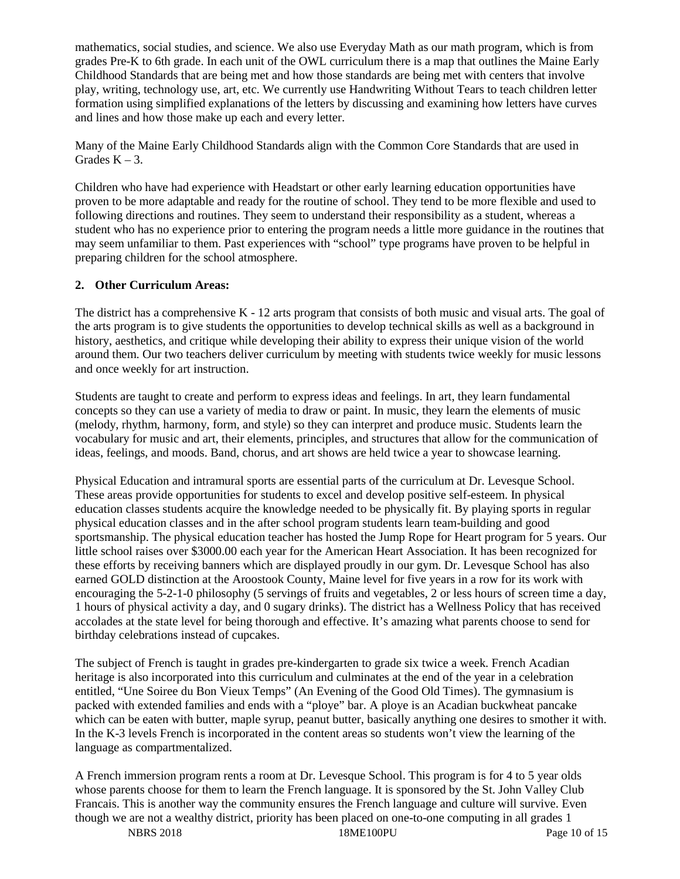mathematics, social studies, and science. We also use Everyday Math as our math program, which is from grades Pre-K to 6th grade. In each unit of the OWL curriculum there is a map that outlines the Maine Early Childhood Standards that are being met and how those standards are being met with centers that involve play, writing, technology use, art, etc. We currently use Handwriting Without Tears to teach children letter formation using simplified explanations of the letters by discussing and examining how letters have curves and lines and how those make up each and every letter.

Many of the Maine Early Childhood Standards align with the Common Core Standards that are used in Grades K – 3.

Children who have had experience with Headstart or other early learning education opportunities have proven to be more adaptable and ready for the routine of school. They tend to be more flexible and used to following directions and routines. They seem to understand their responsibility as a student, whereas a student who has no experience prior to entering the program needs a little more guidance in the routines that may seem unfamiliar to them. Past experiences with "school" type programs have proven to be helpful in preparing children for the school atmosphere.

**2. Other Curriculum Areas:**

The district has a comprehensive K - 12 arts program that consists of both music and visual arts. The goal of the arts program is to give students the opportunities to develop technical skills as well as a background in history, aesthetics, and critique while developing their ability to express their unique vision of the world around them. Our two teachers deliver curriculum by meeting with students twice weekly for music lessons and once weekly for art instruction.

Students are taught to create and perform to express ideas and feelings. In art, they learn fundamental concepts so they can use a variety of media to draw or paint. In music, they learn the elements of music (melody, rhythm, harmony, form, and style) so they can interpret and produce music. Students learn the vocabulary for music and art, their elements, principles, and structures that allow for the communication of ideas, feelings, and moods. Band, chorus, and art shows are held twice a year to showcase learning.

Physical Education and intramural sports are essential parts of the curriculum at Dr. Levesque School. These areas provide opportunities for students to excel and develop positive self-esteem. In physical education classes students acquire the knowledge needed to be physically fit. By playing sports in regular physical education classes and in the after school program students learn team-building and good sportsmanship. The physical education teacher has hosted the Jump Rope for Heart program for 5 years. Our little school raises over $3000.00 each year for the American Heart Association. It has been recognized for these efforts by receiving banners which are displayed proudly in our gym. Dr. Levesque School has also earned GOLD distinction at the Aroostook County, Maine level for five years in a row for its work with encouraging the 5-2-1-0 philosophy (5 servings of fruits and vegetables, 2 or less hours of screen time a day, 1 hours of physical activity a day, and 0 sugary drinks). The district has a Wellness Policy that has received accolades at the state level for being thorough and effective. It's amazing what parents choose to send for birthday celebrations instead of cupcakes.

The subject of French is taught in grades pre-kindergarten to grade six twice a week. French Acadian heritage is also incorporated into this curriculum and culminates at the end of the year in a celebration entitled, "Une Soiree du Bon Vieux Temps" (An Evening of the Good Old Times). The gymnasium is packed with extended families and ends with a "ploye" bar. A ploye is an Acadian buckwheat pancake which can be eaten with butter, maple syrup, peanut butter, basically anything one desires to smother it with. In the K-3 levels French is incorporated in the content areas so students won't view the learning of the language as compartmentalized.

A French immersion program rents a room at Dr. Levesque School. This program is for 4 to 5 year olds whose parents choose for them to learn the French language. It is sponsored by the St. John Valley Club Francais. This is another way the community ensures the French language and culture will survive. Even though we are not a wealthy district, priority has been placed on one-to-one computing in all grades 1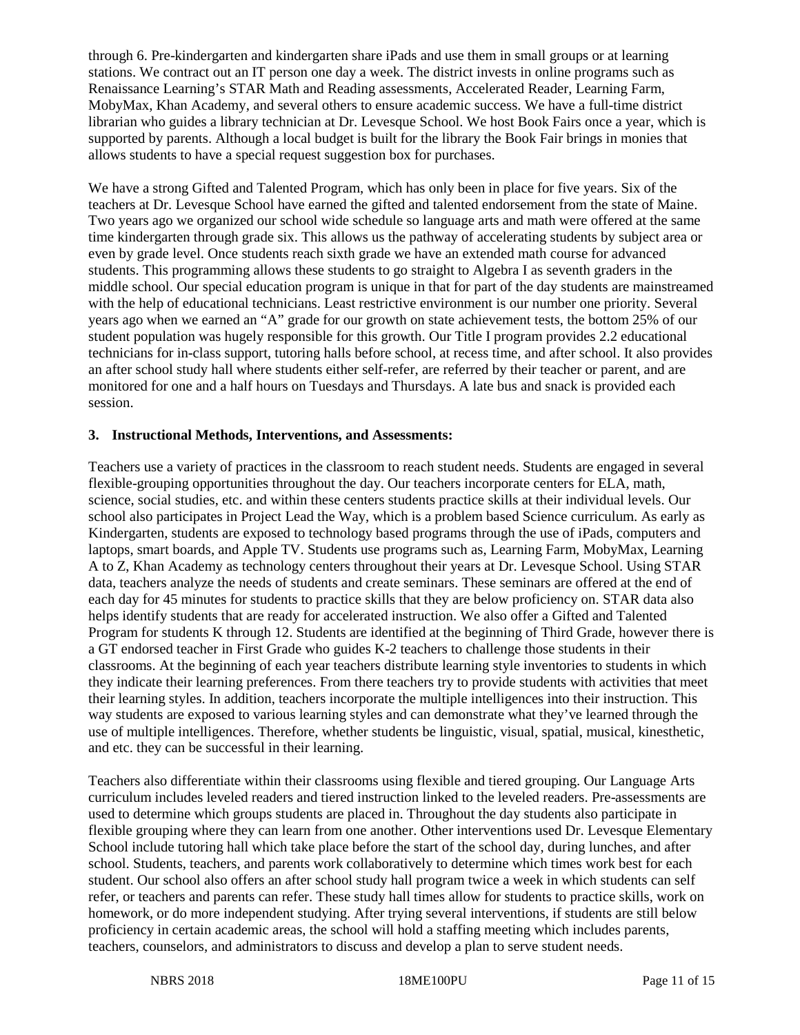through 6. Pre-kindergarten and kindergarten share iPads and use them in small groups or at learning stations. We contract out an IT person one day a week. The district invests in online programs such as Renaissance Learning's STAR Math and Reading assessments, Accelerated Reader, Learning Farm, MobyMax, Khan Academy, and several others to ensure academic success. We have a full-time district librarian who guides a library technician at Dr. Levesque School. We host Book Fairs once a year, which is supported by parents. Although a local budget is built for the library the Book Fair brings in monies that allows students to have a special request suggestion box for purchases.

We have a strong Gifted and Talented Program, which has only been in place for five years. Six of the teachers at Dr. Levesque School have earned the gifted and talented endorsement from the state of Maine. Two years ago we organized our school wide schedule so language arts and math were offered at the same time kindergarten through grade six. This allows us the pathway of accelerating students by subject area or even by grade level. Once students reach sixth grade we have an extended math course for advanced students. This programming allows these students to go straight to Algebra I as seventh graders in the middle school. Our special education program is unique in that for part of the day students are mainstreamed with the help of educational technicians. Least restrictive environment is our number one priority. Several years ago when we earned an "A" grade for our growth on state achievement tests, the bottom 25% of our student population was hugely responsible for this growth. Our Title I program provides 2.2 educational technicians for in-class support, tutoring halls before school, at recess time, and after school. It also provides an after school study hall where students either self-refer, are referred by their teacher or parent, and are monitored for one and a half hours on Tuesdays and Thursdays. A late bus and snack is provided each session.

### 3. Instructional Methods, Interventions, and Assessments:

Teachers use a variety of practices in the classroom to reach student needs. Students are engaged in several flexible-grouping opportunities throughout the day. Our teachers incorporate centers for ELA, math, science, social studies, etc. and within these centers students practice skills at their individual levels. Our school also participates in Project Lead the Way, which is a problem based Science curriculum. As early as Kindergarten, students are exposed to technology based programs through the use of iPads, computers and laptops, smart boards, and Apple TV. Students use programs such as, Learning Farm, MobyMax, Learning A to Z, Khan Academy as technology centers throughout their years at Dr. Levesque School. Using STAR data, teachers analyze the needs of students and create seminars. These seminars are offered at the end of each day for 45 minutes for students to practice skills that they are below proficiency on. STAR data also helps identify students that are ready for accelerated instruction. We also offer a Gifted and Talented Program for students K through 12. Students are identified at the beginning of Third Grade, however there is a GT endorsed teacher in First Grade who guides K-2 teachers to challenge those students in their classrooms. At the beginning of each year teachers distribute learning style inventories to students in which they indicate their learning preferences. From there teachers try to provide students with activities that meet their learning styles. In addition, teachers incorporate the multiple intelligences into their instruction. This way students are exposed to various learning styles and can demonstrate what they've learned through the use of multiple intelligences. Therefore, whether students be linguistic, visual, spatial, musical, kinesthetic, and etc. they can be successful in their learning.

Teachers also differentiate within their classrooms using flexible and tiered grouping. Our Language Arts curriculum includes leveled readers and tiered instruction linked to the leveled readers. Pre-assessments are used to determine which groups students are placed in. Throughout the day students also participate in flexible grouping where they can learn from one another. Other interventions used Dr. Levesque Elementary School include tutoring hall which take place before the start of the school day, during lunches, and after school. Students, teachers, and parents work collaboratively to determine which times work best for each student. Our school also offers an after school study hall program twice a week in which students can self refer, or teachers and parents can refer. These study hall times allow for students to practice skills, work on homework, or do more independent studying. After trying several interventions, if students are still below proficiency in certain academic areas, the school will hold a staffing meeting which includes parents, teachers, counselors, and administrators to discuss and develop a plan to serve student needs.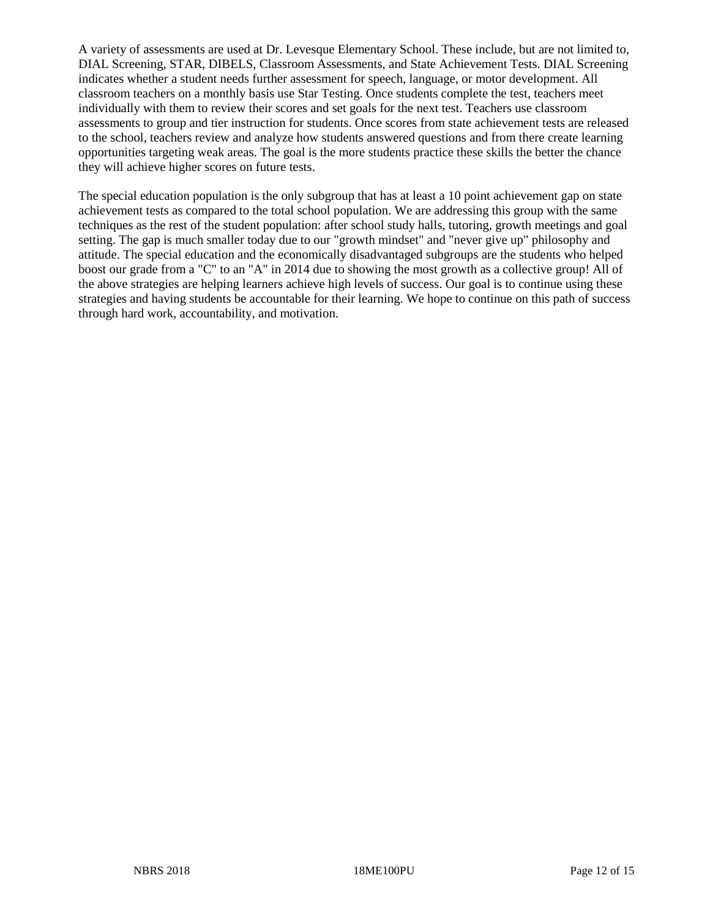A variety of assessments are used at Dr. Levesque Elementary School. These include, but are not limited to, DIAL Screening, STAR, DIBELS, Classroom Assessments, and State Achievement Tests. DIAL Screening indicates whether a student needs further assessment for speech, language, or motor development. All classroom teachers on a monthly basis use Star Testing. Once students complete the test, teachers meet individually with them to review their scores and set goals for the next test. Teachers use classroom assessments to group and tier instruction for students. Once scores from state achievement tests are released to the school, teachers review and analyze how students answered questions and from there create learning opportunities targeting weak areas. The goal is the more students practice these skills the better the chance they will achieve higher scores on future tests.

The special education population is the only subgroup that has at least a 10 point achievement gap on state achievement tests as compared to the total school population. We are addressing this group with the same techniques as the rest of the student population: after school study halls, tutoring, growth meetings and goal setting. The gap is much smaller today due to our "growth mindset" and "never give up" philosophy and attitude. The special education and the economically disadvantaged subgroups are the students who helped boost our grade from a "C" to an "A" in 2014 due to showing the most growth as a collective group! All of the above strategies are helping learners achieve high levels of success. Our goal is to continue using these strategies and having students be accountable for their learning. We hope to continue on this path of success through hard work, accountability, and motivation.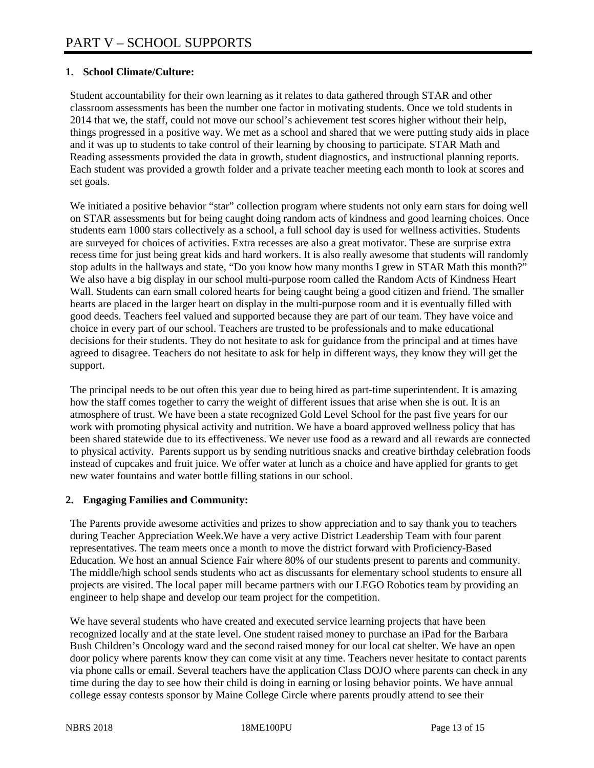# PART V – SCHOOL SUPPORTS

**1. School Climate/Culture:**

Student accountability for their own learning as it relates to data gathered through STAR and other classroom assessments has been the number one factor in motivating students. Once we told students in 2014 that we, the staff, could not move our school's achievement test scores higher without their help, things progressed in a positive way. We met as a school and shared that we were putting study aids in place and it was up to students to take control of their learning by choosing to participate. STAR Math and Reading assessments provided the data in growth, student diagnostics, and instructional planning reports. Each student was provided a growth folder and a private teacher meeting each month to look at scores and set goals.

We initiated a positive behavior "star" collection program where students not only earn stars for doing well on STAR assessments but for being caught doing random acts of kindness and good learning choices. Once students earn 1000 stars collectively as a school, a full school day is used for wellness activities. Students are surveyed for choices of activities. Extra recesses are also a great motivator. These are surprise extra recess time for just being great kids and hard workers. It is also really awesome that students will randomly stop adults in the hallways and state, "Do you know how many months I grew in STAR Math this month?" We also have a big display in our school multi-purpose room called the Random Acts of Kindness Heart Wall. Students can earn small colored hearts for being caught being a good citizen and friend. The smaller hearts are placed in the larger heart on display in the multi-purpose room and it is eventually filled with good deeds. Teachers feel valued and supported because they are part of our team. They have voice and choice in every part of our school. Teachers are trusted to be professionals and to make educational decisions for their students. They do not hesitate to ask for guidance from the principal and at times have agreed to disagree. Teachers do not hesitate to ask for help in different ways, they know they will get the support.

The principal needs to be out often this year due to being hired as part-time superintendent. It is amazing how the staff comes together to carry the weight of different issues that arise when she is out. It is an atmosphere of trust. We have been a state recognized Gold Level School for the past five years for our work with promoting physical activity and nutrition. We have a board approved wellness policy that has been shared statewide due to its effectiveness. We never use food as a reward and all rewards are connected to physical activity. Parents support us by sending nutritious snacks and creative birthday celebration foods instead of cupcakes and fruit juice. We offer water at lunch as a choice and have applied for grants to get new water fountains and water bottle filling stations in our school.

**2. Engaging Families and Community:**

The Parents provide awesome activities and prizes to show appreciation and to say thank you to teachers during Teacher Appreciation Week.We have a very active District Leadership Team with four parent representatives. The team meets once a month to move the district forward with Proficiency-Based Education. We host an annual Science Fair where 80% of our students present to parents and community. The middle/high school sends students who act as discussants for elementary school students to ensure all projects are visited. The local paper mill became partners with our LEGO Robotics team by providing an engineer to help shape and develop our team project for the competition.

We have several students who have created and executed service learning projects that have been recognized locally and at the state level. One student raised money to purchase an iPad for the Barbara Bush Children's Oncology ward and the second raised money for our local cat shelter. We have an open door policy where parents know they can come visit at any time. Teachers never hesitate to contact parents via phone calls or email. Several teachers have the application Class DOJO where parents can check in any time during the day to see how their child is doing in earning or losing behavior points. We have annual college essay contests sponsor by Maine College Circle where parents proudly attend to see their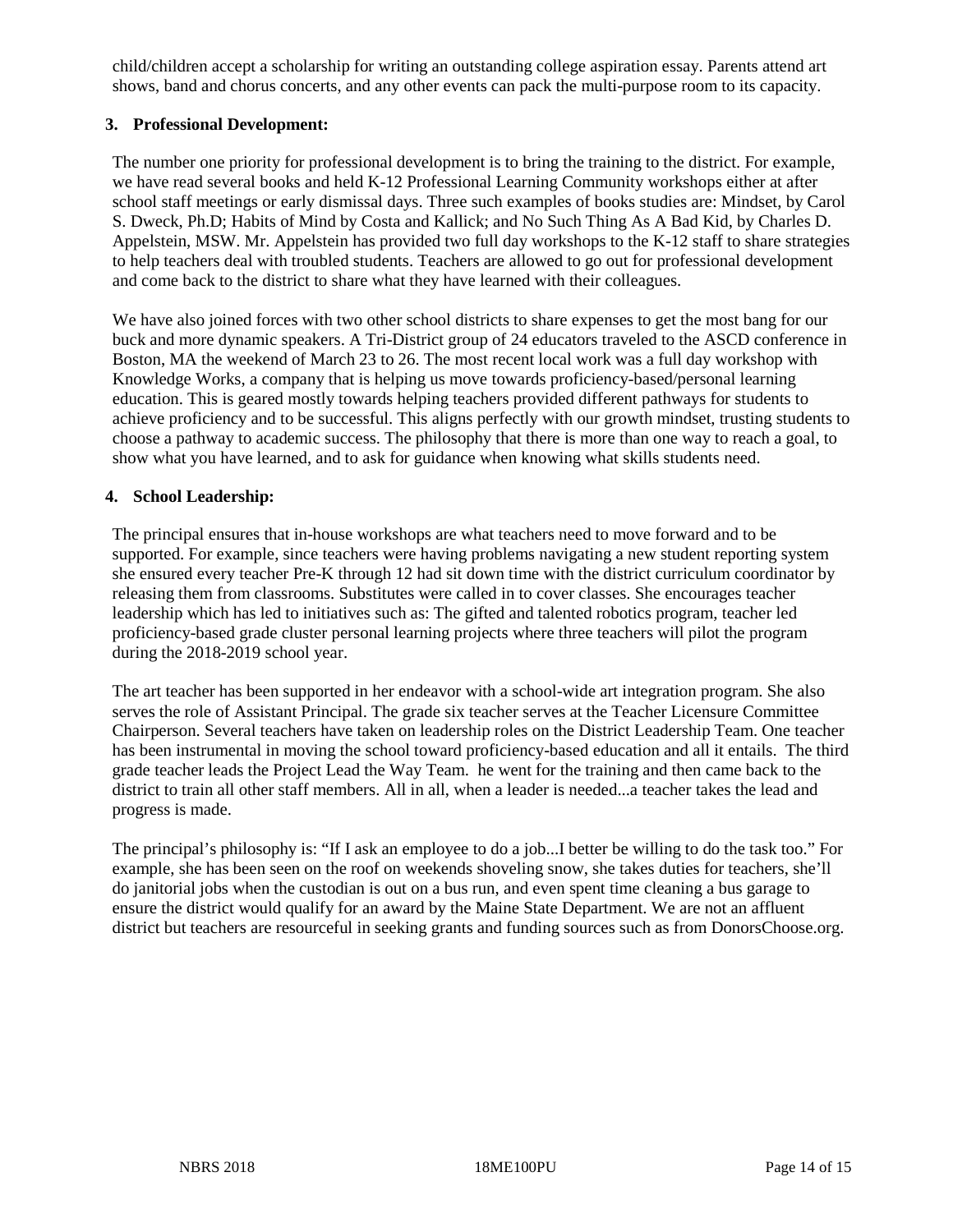child/children accept a scholarship for writing an outstanding college aspiration essay. Parents attend art shows, band and chorus concerts, and any other events can pack the multi-purpose room to its capacity.

### 3. Professional Development:

The number one priority for professional development is to bring the training to the district. For example, we have read several books and held K-12 Professional Learning Community workshops either at after school staff meetings or early dismissal days. Three such examples of books studies are: Mindset, by Carol S. Dweck, Ph.D; Habits of Mind by Costa and Kallick; and No Such Thing As A Bad Kid, by Charles D. Appelstein, MSW. Mr. Appelstein has provided two full day workshops to the K-12 staff to share strategies to help teachers deal with troubled students. Teachers are allowed to go out for professional development and come back to the district to share what they have learned with their colleagues.

We have also joined forces with two other school districts to share expenses to get the most bang for our buck and more dynamic speakers. A Tri-District group of 24 educators traveled to the ASCD conference in Boston, MA the weekend of March 23 to 26. The most recent local work was a full day workshop with Knowledge Works, a company that is helping us move towards proficiency-based/personal learning education. This is geared mostly towards helping teachers provided different pathways for students to achieve proficiency and to be successful. This aligns perfectly with our growth mindset, trusting students to choose a pathway to academic success. The philosophy that there is more than one way to reach a goal, to show what you have learned, and to ask for guidance when knowing what skills students need.

### 4. School Leadership:

The principal ensures that in-house workshops are what teachers need to move forward and to be supported. For example, since teachers were having problems navigating a new student reporting system she ensured every teacher Pre-K through 12 had sit down time with the district curriculum coordinator by releasing them from classrooms. Substitutes were called in to cover classes. She encourages teacher leadership which has led to initiatives such as: The gifted and talented robotics program, teacher led proficiency-based grade cluster personal learning projects where three teachers will pilot the program during the 2018-2019 school year.

The art teacher has been supported in her endeavor with a school-wide art integration program. She also serves the role of Assistant Principal. The grade six teacher serves at the Teacher Licensure Committee Chairperson. Several teachers have taken on leadership roles on the District Leadership Team. One teacher has been instrumental in moving the school toward proficiency-based education and all it entails. The third grade teacher leads the Project Lead the Way Team. he went for the training and then came back to the district to train all other staff members. All in all, when a leader is needed...a teacher takes the lead and progress is made.

The principal's philosophy is: "If I ask an employee to do a job...I better be willing to do the task too." For example, she has been seen on the roof on weekends shoveling snow, she takes duties for teachers, she'll do janitorial jobs when the custodian is out on a bus run, and even spent time cleaning a bus garage to ensure the district would qualify for an award by the Maine State Department. We are not an affluent district but teachers are resourceful in seeking grants and funding sources such as from DonorsChoose.org.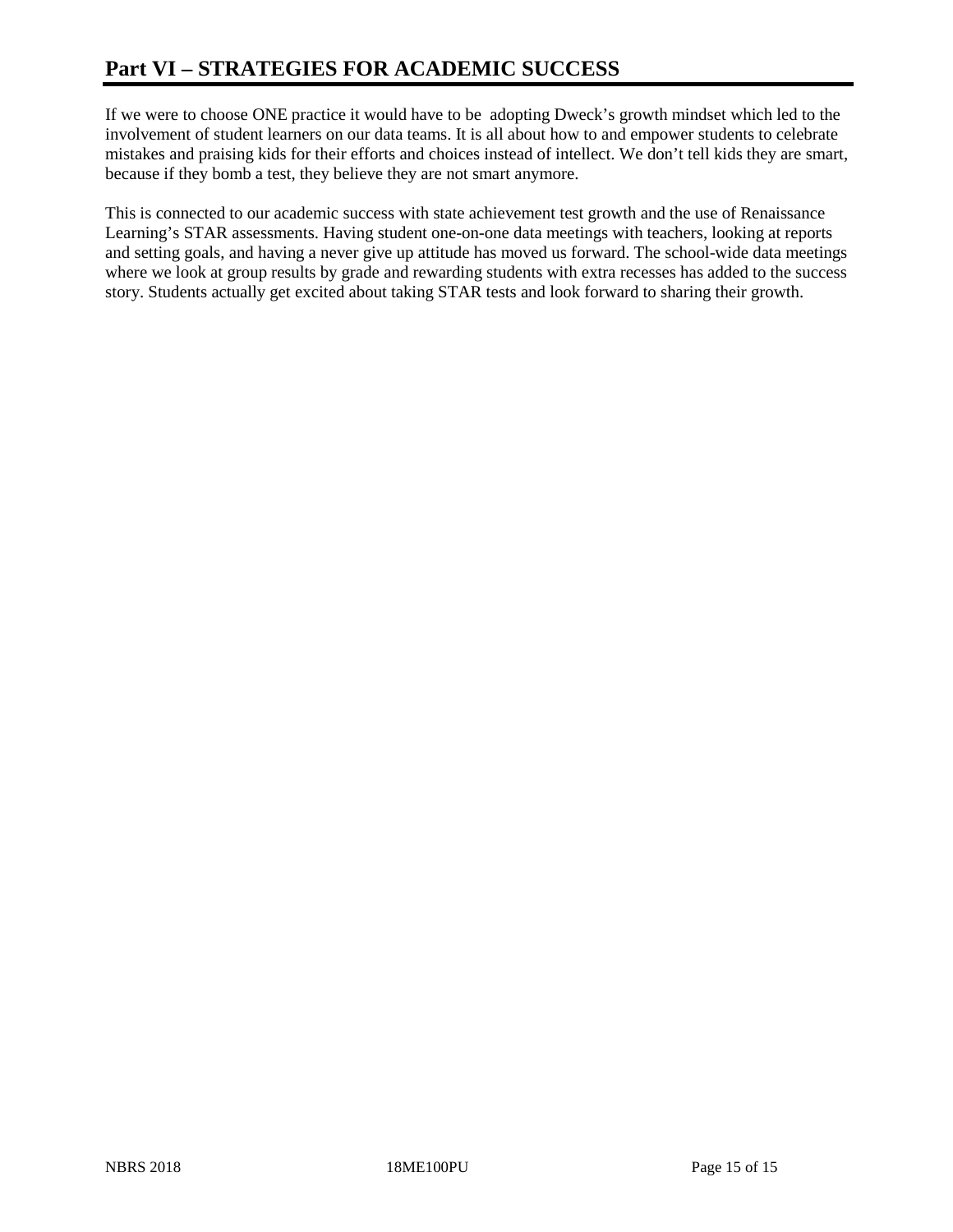# Part VI – STRATEGIES FOR ACADEMIC SUCCESS

If we were to choose ONE practice it would have to be adopting Dweck's growth mindset which led to the involvement of student learners on our data teams. It is all about how to and empower students to celebrate mistakes and praising kids for their efforts and choices instead of intellect. We don't tell kids they are smart, because if they bomb a test, they believe they are not smart anymore.

This is connected to our academic success with state achievement test growth and the use of Renaissance Learning's STAR assessments. Having student one-on-one data meetings with teachers, looking at reports and setting goals, and having a never give up attitude has moved us forward. The school-wide data meetings where we look at group results by grade and rewarding students with extra recesses has added to the success story. Students actually get excited about taking STAR tests and look forward to sharing their growth.